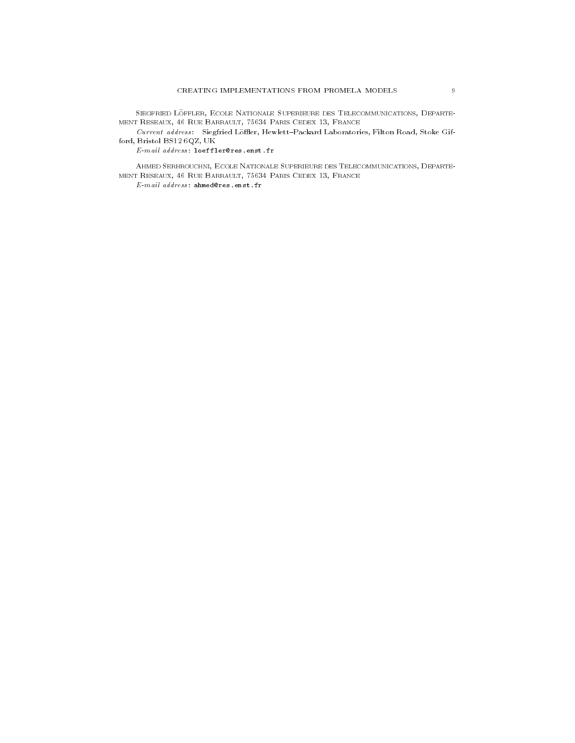Siegfried Löffler, Ecole Nationale Superieure des Telecommunications, Departement Reseaux, 46 Rue Barrault, 75634 Paris Cedex 13, France

*Current address*: Siegfried Löffler, Hewlett–Packard Laboratories, Filton Road, Stoke Gifford, Bristol BS12 6QZ, UK

*E-mail address*: `loeffler@res.enst.fr`

Ahmed Serhrouchni, Ecole Nationale Superieure des Telecommunications, Departement Reseaux, 46 Rue Barrault, 75634 Paris Cedex 13, France

*E-mail address*: `ahmed@res.enst.fr`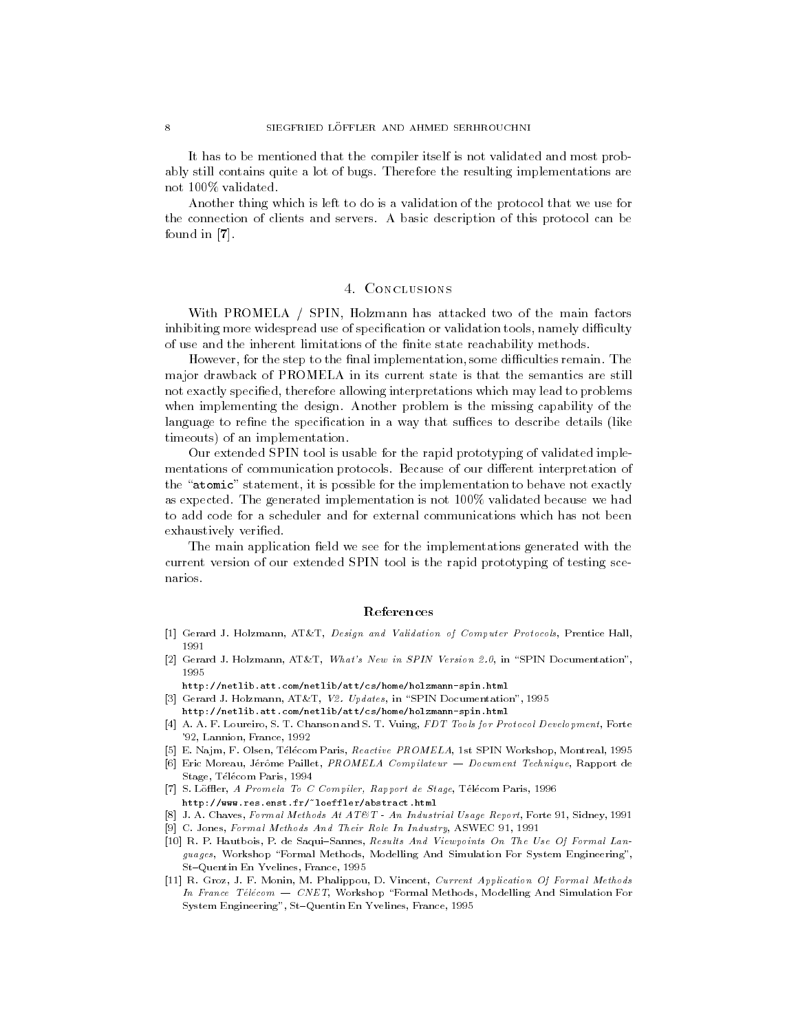It has to be mentioned that the compiler itself is not validated and most probably still contains quite a lot of bugs. Therefore the resulting implementations are not 100% validated.

Another thing which is left to do is a validation of the protocol that we use for the connection of clients and servers. A basic description of this protocol can be found in [**7**].

## 4. Conclusions

With PROMELA / SPIN, Holzmann has attacked two of the main factors inhibiting more widespread use of specification or validation tools, namely difficulty of use and the inherent limitations of the finite state reachability methods.

However, for the step to the final implementation, some difficulties remain. The major drawback of PROMELA in its current state is that the semantics are still not exactly specified, therefore allowing interpretations which may lead to problems when implementing the design. Another problem is the missing capability of the language to refine the specification in a way that suffices to describe details (like timeouts) of an implementation.

Our extended SPIN tool is usable for the rapid prototyping of validated implementations of communication protocols. Because of our different interpretation of the "`atomic`" statement, it is possible for the implementation to behave not exactly as expected. The generated implementation is not 100% validated because we had to add code for a scheduler and for external communications which has not been exhaustively verified.

The main application field we see for the implementations generated with the current version of our extended SPIN tool is the rapid prototyping of testing scenarios.

### References

[1] Gerard J. Holzmann, AT&T, *Design and Validation of Computer Protocols*, Prentice Hall, 1991

[2] Gerard J. Holzmann, AT&T, *What's New in SPIN Version 2.0*, in "SPIN Documentation", 1995
`http://netlib.att.com/netlib/att/cs/home/holzmann-spin.html`

[3] Gerard J. Holzmann, AT&T, *V2. Updates*, in "SPIN Documentation", 1995
`http://netlib.att.com/netlib/att/cs/home/holzmann-spin.html`

[4] A. A. F. Loureiro, S. T. Chanson and S. T. Vuing, *FDT Tools for Protocol Development*, Forte '92, Lannion, France, 1992

[5] E. Najm, F. Olsen, Télécom Paris, *Reactive PROMELA*, 1st SPIN Workshop, Montreal, 1995

[6] Eric Moreau, Jérôme Paillet, *PROMELA Compilateur — Document Technique*, Rapport de Stage, Télécom Paris, 1994

[7] S. Löffler, *A Promela To C Compiler, Rapport de Stage*, Télécom Paris, 1996
`http://www.res.enst.fr/~loeffler/abstract.html`

[8] J. A. Chaves, *Formal Methods At AT&T - An Industrial Usage Report*, Forte 91, Sidney, 1991

[9] C. Jones, *Formal Methods And Their Role In Industry*, ASWEC 91, 1991

[10] R. P. Hautbois, P. de Saqui–Sannes, *Results And Viewpoints On The Use Of Formal Languages*, Workshop "Formal Methods, Modelling And Simulation For System Engineering", St–Quentin En Yvelines, France, 1995

[11] R. Groz, J. F. Monin, M. Phalippou, D. Vincent, *Current Application Of Formal Methods In France Télécom — CNET*, Workshop "Formal Methods, Modelling And Simulation For System Engineering", St–Quentin En Yvelines, France, 1995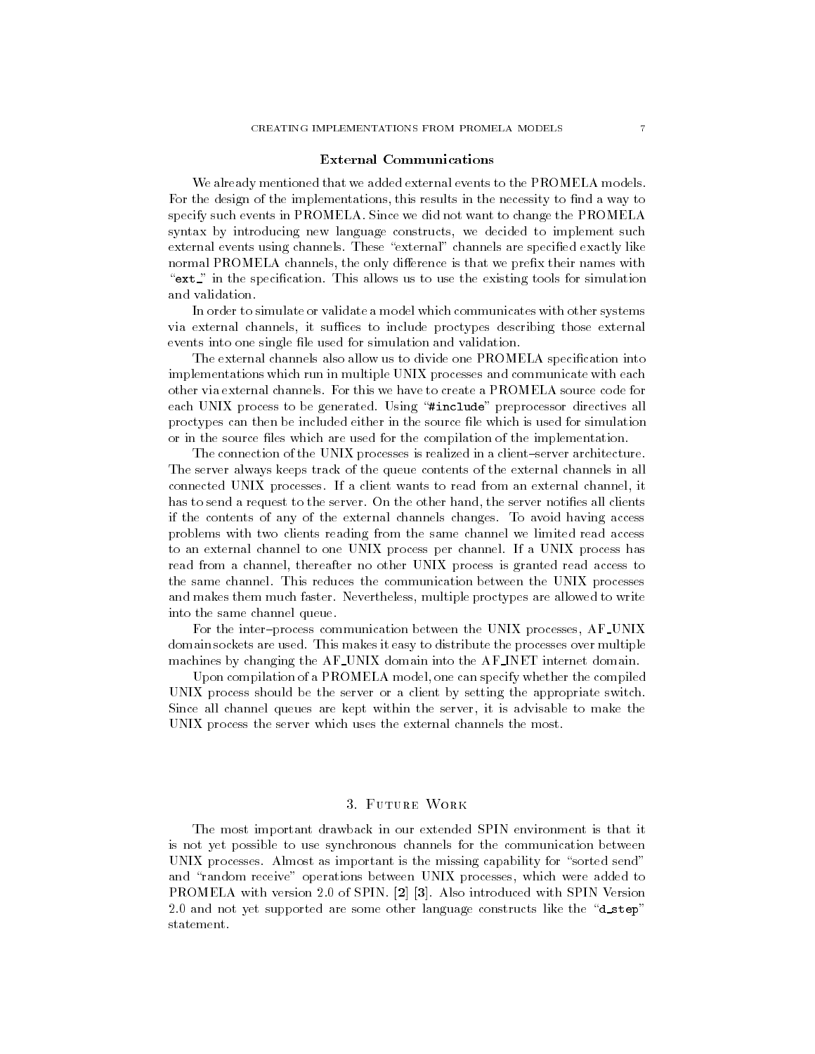### External Communications

We already mentioned that we added external events to the PROMELA models. For the design of the implementations, this results in the necessity to find a way to specify such events in PROMELA. Since we did not want to change the PROMELA syntax by introducing new language constructs, we decided to implement such external events using channels. These "external" channels are specified exactly like normal PROMELA channels, the only difference is that we prefix their names with "`ext_`" in the specification. This allows us to use the existing tools for simulation and validation.

In order to simulate or validate a model which communicates with other systems via external channels, it suffices to include proctypes describing those external events into one single file used for simulation and validation.

The external channels also allow us to divide one PROMELA specification into implementations which run in multiple UNIX processes and communicate with each other via external channels. For this we have to create a PROMELA source code for each UNIX process to be generated. Using "`#include`" preprocessor directives all proctypes can then be included either in the source file which is used for simulation or in the source files which are used for the compilation of the implementation.

The connection of the UNIX processes is realized in a client–server architecture. The server always keeps track of the queue contents of the external channels in all connected UNIX processes. If a client wants to read from an external channel, it has to send a request to the server. On the other hand, the server notifies all clients if the contents of any of the external channels changes. To avoid having access problems with two clients reading from the same channel we limited read access to an external channel to one UNIX process per channel. If a UNIX process has read from a channel, thereafter no other UNIX process is granted read access to the same channel. This reduces the communication between the UNIX processes and makes them much faster. Nevertheless, multiple proctypes are allowed to write into the same channel queue.

For the inter–process communication between the UNIX processes, AF_UNIX domain sockets are used. This makes it easy to distribute the processes over multiple machines by changing the AF_UNIX domain into the AF_INET internet domain.

Upon compilation of a PROMELA model, one can specify whether the compiled UNIX process should be the server or a client by setting the appropriate switch. Since all channel queues are kept within the server, it is advisable to make the UNIX process the server which uses the external channels the most.

## 3. Future Work

The most important drawback in our extended SPIN environment is that it is not yet possible to use synchronous channels for the communication between UNIX processes. Almost as important is the missing capability for "sorted send" and "random receive" operations between UNIX processes, which were added to PROMELA with version 2.0 of SPIN. [**2**] [**3**]. Also introduced with SPIN Version 2.0 and not yet supported are some other language constructs like the "`d_step`" statement.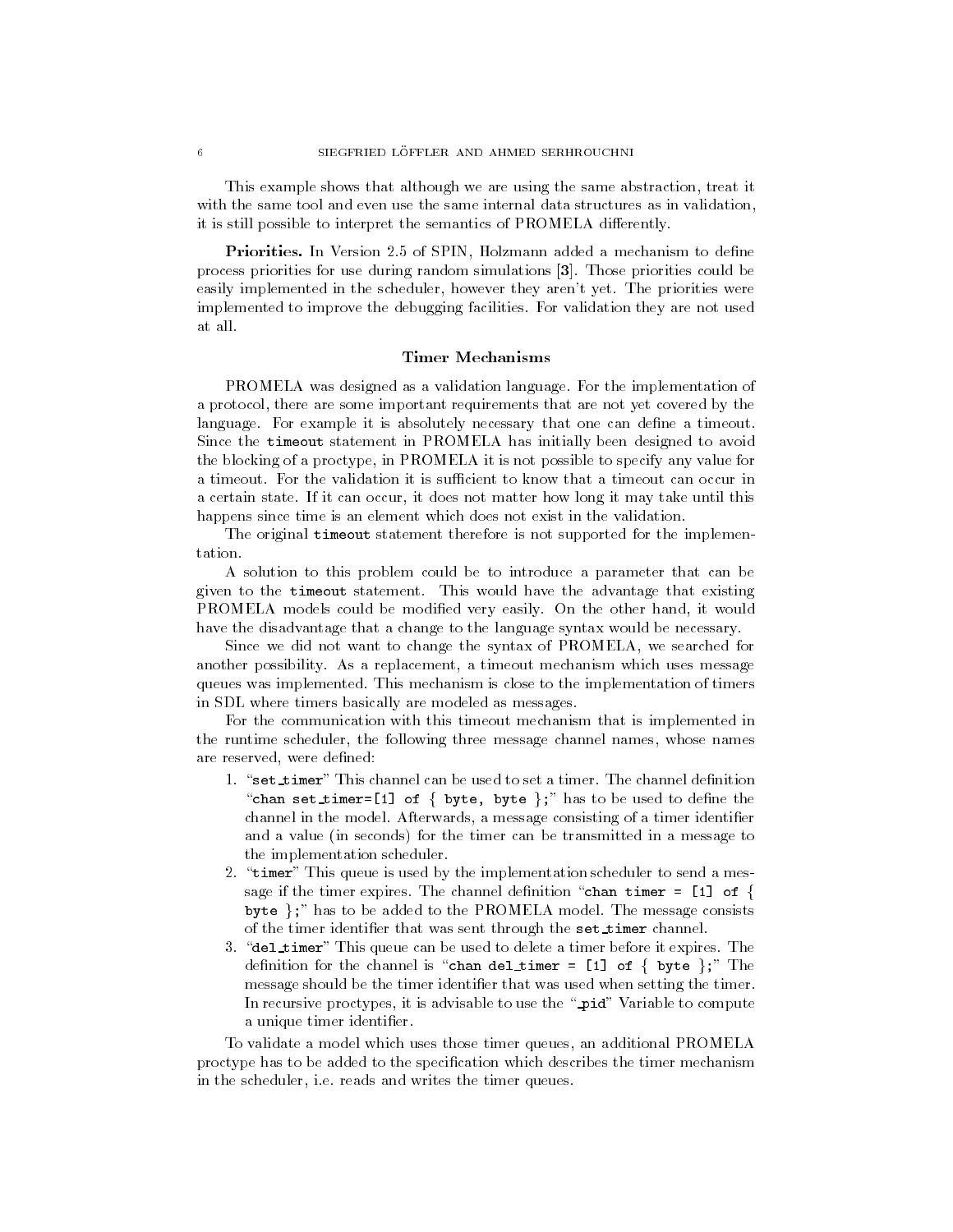This example shows that although we are using the same abstraction, treat it with the same tool and even use the same internal data structures as in validation, it is still possible to interpret the semantics of PROMELA differently.

**Priorities.** In Version 2.5 of SPIN, Holzmann added a mechanism to define process priorities for use during random simulations [**3**]. Those priorities could be easily implemented in the scheduler, however they aren't yet. The priorities were implemented to improve the debugging facilities. For validation they are not used at all.

### Timer Mechanisms

PROMELA was designed as a validation language. For the implementation of a protocol, there are some important requirements that are not yet covered by the language. For example it is absolutely necessary that one can define a timeout. Since the `timeout` statement in PROMELA has initially been designed to avoid the blocking of a proctype, in PROMELA it is not possible to specify any value for a timeout. For the validation it is sufficient to know that a timeout can occur in a certain state. If it can occur, it does not matter how long it may take until this happens since time is an element which does not exist in the validation.

The original `timeout` statement therefore is not supported for the implementation.

A solution to this problem could be to introduce a parameter that can be given to the `timeout` statement. This would have the advantage that existing PROMELA models could be modified very easily. On the other hand, it would have the disadvantage that a change to the language syntax would be necessary.

Since we did not want to change the syntax of PROMELA, we searched for another possibility. As a replacement, a timeout mechanism which uses message queues was implemented. This mechanism is close to the implementation of timers in SDL where timers basically are modeled as messages.

For the communication with this timeout mechanism that is implemented in the runtime scheduler, the following three message channel names, whose names are reserved, were defined:

1. "`set_timer`" This channel can be used to set a timer. The channel definition "`chan set_timer=[1] of { byte, byte };`" has to be used to define the channel in the model. Afterwards, a message consisting of a timer identifier and a value (in seconds) for the timer can be transmitted in a message to the implementation scheduler.
2. "`timer`" This queue is used by the implementation scheduler to send a message if the timer expires. The channel definition "`chan timer = [1] of { byte };`" has to be added to the PROMELA model. The message consists of the timer identifier that was sent through the `set_timer` channel.
3. "`del_timer`" This queue can be used to delete a timer before it expires. The definition for the channel is "`chan del_timer = [1] of { byte };`" The message should be the timer identifier that was used when setting the timer. In recursive proctypes, it is advisable to use the "`_pid`" Variable to compute a unique timer identifier.

To validate a model which uses those timer queues, an additional PROMELA proctype has to be added to the specification which describes the timer mechanism in the scheduler, i.e. reads and writes the timer queues.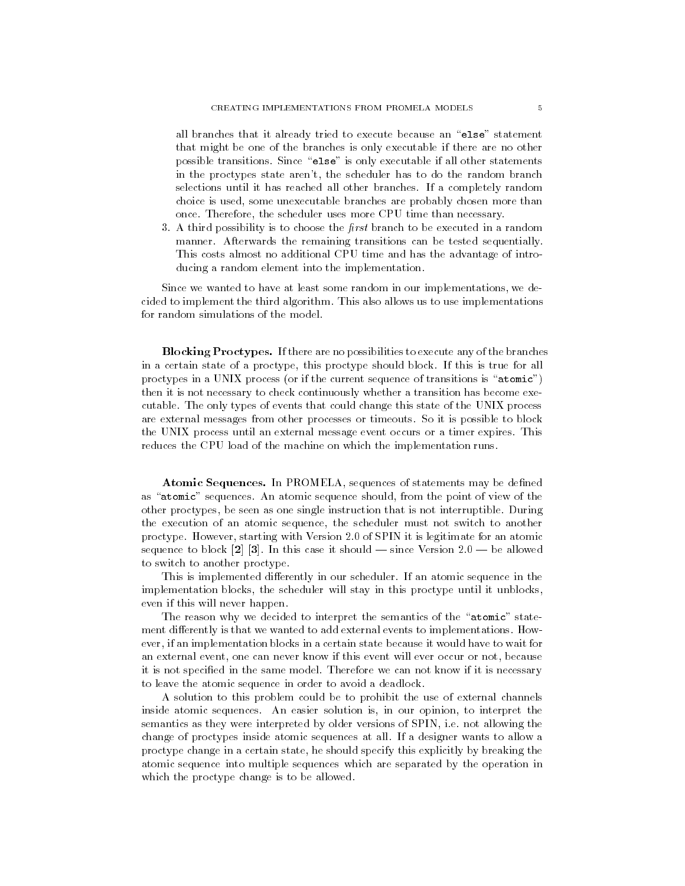all branches that it already tried to execute because an "`else`" statement that might be one of the branches is only executable if there are no other possible transitions. Since "`else`" is only executable if all other statements in the proctypes state aren't, the scheduler has to do the random branch selections until it has reached all other branches. If a completely random choice is used, some unexecutable branches are probably chosen more than once. Therefore, the scheduler uses more CPU time than necessary.

3. A third possibility is to choose the *first* branch to be executed in a random manner. Afterwards the remaining transitions can be tested sequentially. This costs almost no additional CPU time and has the advantage of introducing a random element into the implementation.

Since we wanted to have at least some random in our implementations, we decided to implement the third algorithm. This also allows us to use implementations for random simulations of the model.

**Blocking Proctypes.** If there are no possibilities to execute any of the branches in a certain state of a proctype, this proctype should block. If this is true for all proctypes in a UNIX process (or if the current sequence of transitions is "`atomic`") then it is not necessary to check continuously whether a transition has become executable. The only types of events that could change this state of the UNIX process are external messages from other processes or timeouts. So it is possible to block the UNIX process until an external message event occurs or a timer expires. This reduces the CPU load of the machine on which the implementation runs.

**Atomic Sequences.** In PROMELA, sequences of statements may be defined as "`atomic`" sequences. An atomic sequence should, from the point of view of the other proctypes, be seen as one single instruction that is not interruptible. During the execution of an atomic sequence, the scheduler must not switch to another proctype. However, starting with Version 2.0 of SPIN it is legitimate for an atomic sequence to block [2] [3]. In this case it should — since Version 2.0 — be allowed to switch to another proctype.

This is implemented differently in our scheduler. If an atomic sequence in the implementation blocks, the scheduler will stay in this proctype until it unblocks, even if this will never happen.

The reason why we decided to interpret the semantics of the "`atomic`" statement differently is that we wanted to add external events to implementations. However, if an implementation blocks in a certain state because it would have to wait for an external event, one can never know if this event will ever occur or not, because it is not specified in the same model. Therefore we can not know if it is necessary to leave the atomic sequence in order to avoid a deadlock.

A solution to this problem could be to prohibit the use of external channels inside atomic sequences. An easier solution is, in our opinion, to interpret the semantics as they were interpreted by older versions of SPIN, i.e. not allowing the change of proctypes inside atomic sequences at all. If a designer wants to allow a proctype change in a certain state, he should specify this explicitly by breaking the atomic sequence into multiple sequences which are separated by the operation in which the proctype change is to be allowed.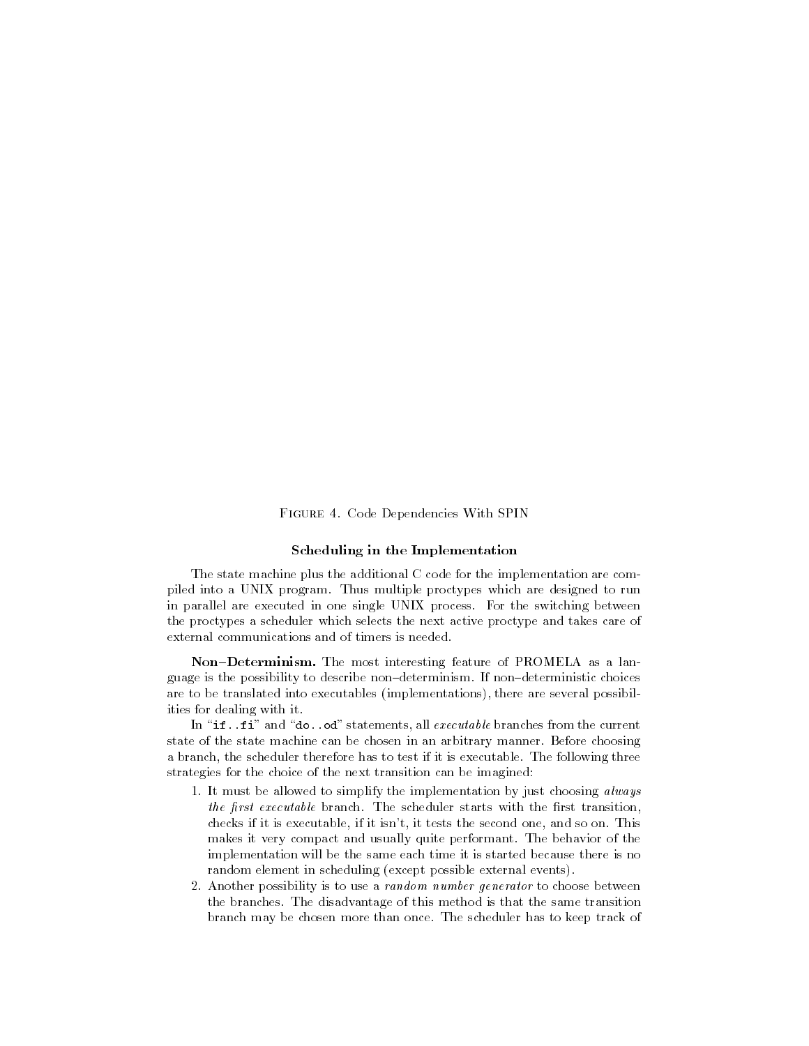Figure 4. Code Dependencies With SPIN

### Scheduling in the Implementation

The state machine plus the additional C code for the implementation are compiled into a UNIX program. Thus multiple proctypes which are designed to run in parallel are executed in one single UNIX process. For the switching between the proctypes a scheduler which selects the next active proctype and takes care of external communications and of timers is needed.

**Non–Determinism.** The most interesting feature of PROMELA as a language is the possibility to describe non–determinism. If non–deterministic choices are to be translated into executables (implementations), there are several possibilities for dealing with it.

In "`if..fi`" and "`do..od`" statements, all *executable* branches from the current state of the state machine can be chosen in an arbitrary manner. Before choosing a branch, the scheduler therefore has to test if it is executable. The following three strategies for the choice of the next transition can be imagined:

1. It must be allowed to simplify the implementation by just choosing *always the first executable* branch. The scheduler starts with the first transition, checks if it is executable, if it isn't, it tests the second one, and so on. This makes it very compact and usually quite performant. The behavior of the implementation will be the same each time it is started because there is no random element in scheduling (except possible external events).
2. Another possibility is to use a *random number generator* to choose between the branches. The disadvantage of this method is that the same transition branch may be chosen more than once. The scheduler has to keep track of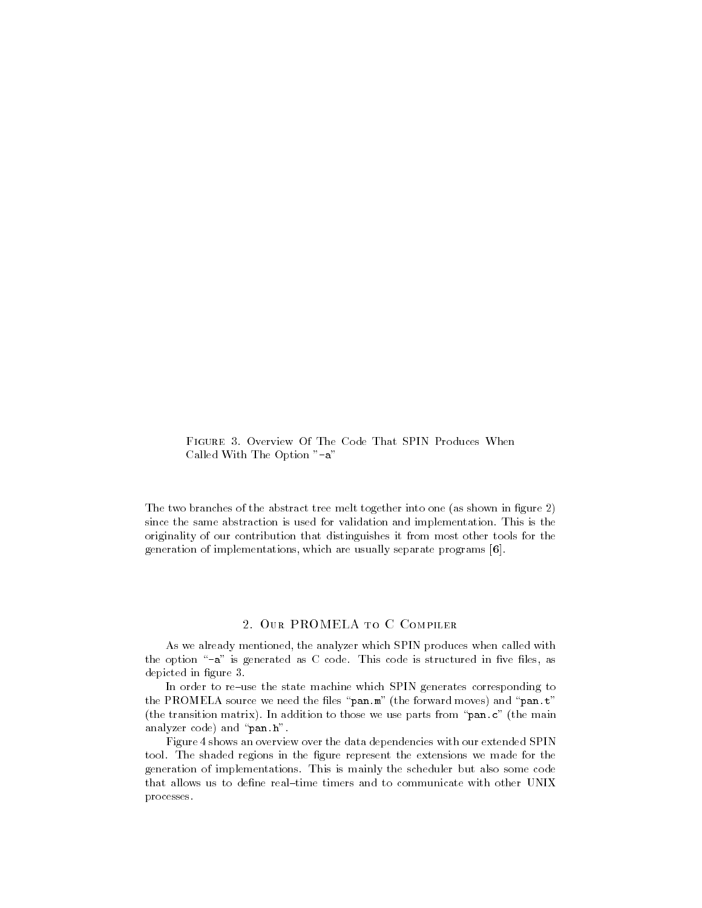FIGURE 3. Overview Of The Code That SPIN Produces When Called With The Option "-a"

The two branches of the abstract tree melt together into one (as shown in figure 2) since the same abstraction is used for validation and implementation. This is the originality of our contribution that distinguishes it from most other tools for the generation of implementations, which are usually separate programs [**6**].

## 2. Our PROMELA to C Compiler

As we already mentioned, the analyzer which SPIN produces when called with the option "`-a`" is generated as C code. This code is structured in five files, as depicted in figure 3.

In order to re–use the state machine which SPIN generates corresponding to the PROMELA source we need the files "`pan.m`" (the forward moves) and "`pan.t`" (the transition matrix). In addition to those we use parts from "`pan.c`" (the main analyzer code) and "`pan.h`".

Figure 4 shows an overview over the data dependencies with our extended SPIN tool. The shaded regions in the figure represent the extensions we made for the generation of implementations. This is mainly the scheduler but also some code that allows us to define real–time timers and to communicate with other UNIX processes.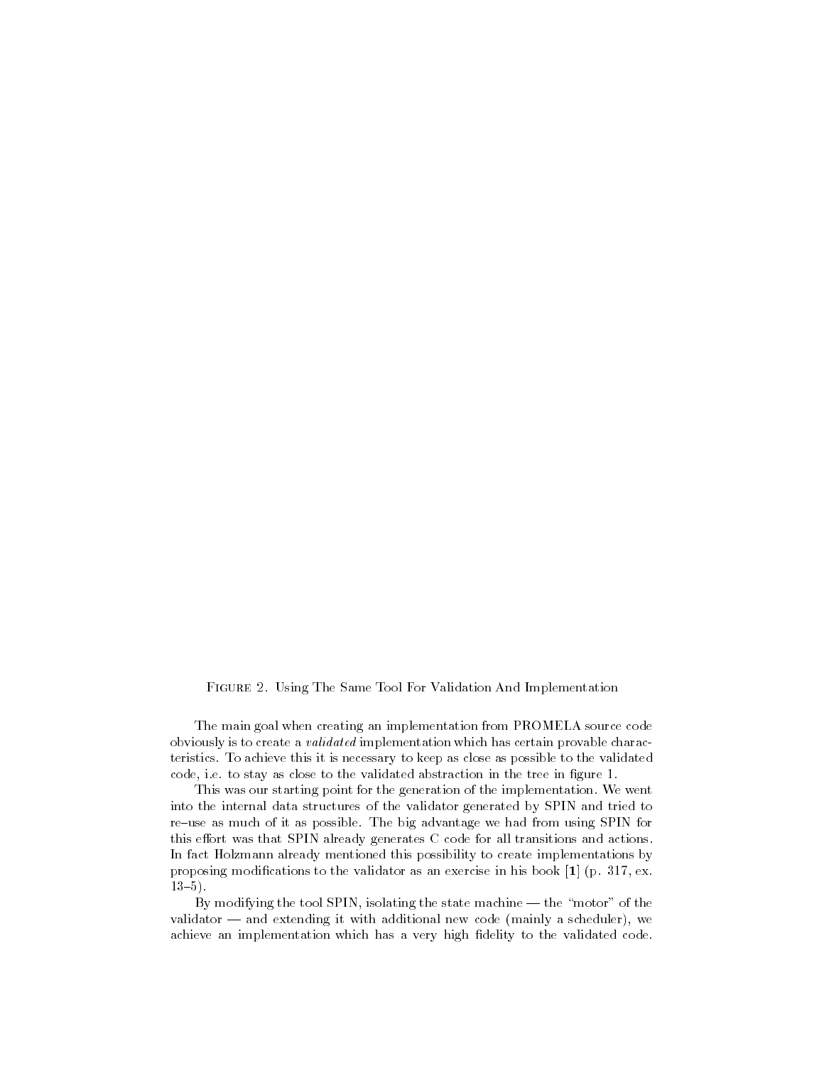Figure 2. Using The Same Tool For Validation And Implementation

The main goal when creating an implementation from PROMELA source code obviously is to create a *validated* implementation which has certain provable characteristics. To achieve this it is necessary to keep as close as possible to the validated code, i.e. to stay as close to the validated abstraction in the tree in figure 1.

This was our starting point for the generation of the implementation. We went into the internal data structures of the validator generated by SPIN and tried to re–use as much of it as possible. The big advantage we had from using SPIN for this effort was that SPIN already generates C code for all transitions and actions. In fact Holzmann already mentioned this possibility to create implementations by proposing modifications to the validator as an exercise in his book [**1**] (p. 317, ex. 13–5).

By modifying the tool SPIN, isolating the state machine — the "motor" of the validator — and extending it with additional new code (mainly a scheduler), we achieve an implementation which has a very high fidelity to the validated code.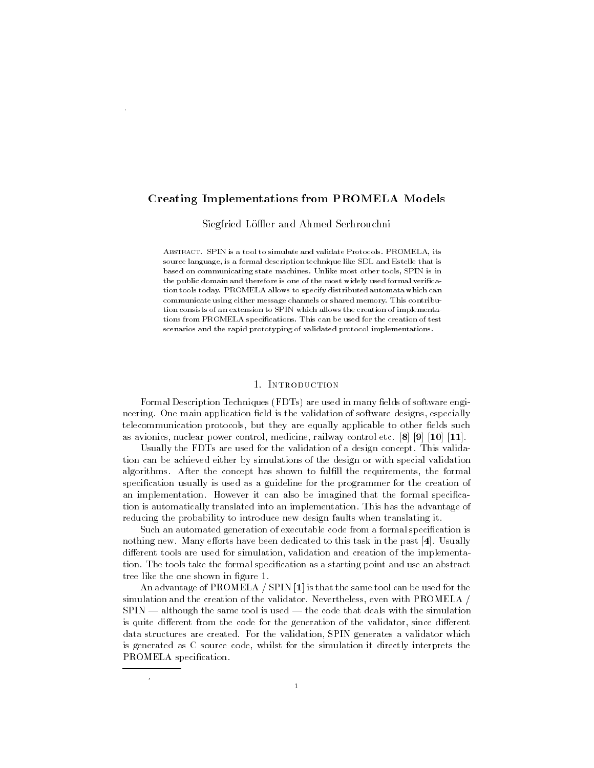# Creating Implementations from PROMELA Models

Siegfried Löffler and Ahmed Serhrouchni

Abstract. SPIN is a tool to simulate and validate Protocols. PROMELA, its source language, is a formal description technique like SDL and Estelle that is based on communicating state machines. Unlike most other tools, SPIN is in the public domain and therefore is one of the most widely used formal verification tools today. PROMELA allows to specify distributed automata which can communicate using either message channels or shared memory. This contribution consists of an extension to SPIN which allows the creation of implementations from PROMELA specifications. This can be used for the creation of test scenarios and the rapid prototyping of validated protocol implementations.

## 1. Introduction

Formal Description Techniques (FDTs) are used in many fields of software engineering. One main application field is the validation of software designs, especially telecommunication protocols, but they are equally applicable to other fields such as avionics, nuclear power control, medicine, railway control etc. [**8**] [**9**] [**10**] [**11**].

Usually the FDTs are used for the validation of a design concept. This validation can be achieved either by simulations of the design or with special validation algorithms. After the concept has shown to fulfill the requirements, the formal specification usually is used as a guideline for the programmer for the creation of an implementation. However it can also be imagined that the formal specification is automatically translated into an implementation. This has the advantage of reducing the probability to introduce new design faults when translating it.

Such an automated generation of executable code from a formal specification is nothing new. Many efforts have been dedicated to this task in the past [**4**]. Usually different tools are used for simulation, validation and creation of the implementation. The tools take the formal specification as a starting point and use an abstract tree like the one shown in figure 1.

An advantage of PROMELA / SPIN [**1**] is that the same tool can be used for the simulation and the creation of the validator. Nevertheless, even with PROMELA / SPIN — although the same tool is used — the code that deals with the simulation is quite different from the code for the generation of the validator, since different data structures are created. For the validation, SPIN generates a validator which is generated as C source code, whilst for the simulation it directly interprets the PROMELA specification.